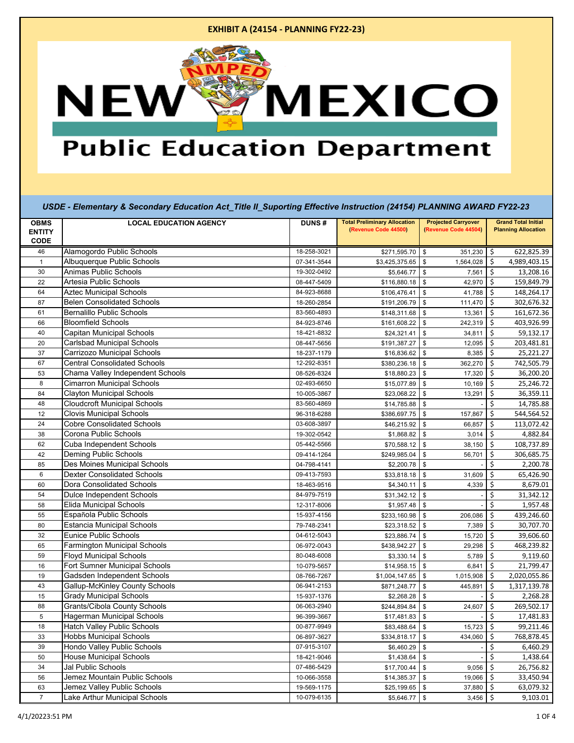**EXHIBIT A (24154 - PLANNING FY22-23)**

NEW MEXICO Public Education Department

*USDE - Elementary & Secondary Education Act_Title II_Suporting Effective Instruction (24154) PLANNING AWARD FY22-23*

| OBMS ENTITY CODE | LOCAL EDUCATION AGENCY | DUNS # | Total Preliminary Allocation (Revenue Code 44500) | Projected Carryover (Revenue Code 44504) | Grand Total Initial Planning Allocation |
|---|---|---|---|---|---|
| 46 | Alamogordo Public Schools | 18-258-3021 | $271,595.70 | $ 351,230 | $ 622,825.39 |
| 1 | Albuquerque Public Schools | 07-341-3544 | $3,425,375.65 | $ 1,564,028 | $ 4,989,403.15 |
| 30 | Animas Public Schools | 19-302-0492 | $5,646.77 | $ 7,561 | $ 13,208.16 |
| 22 | Artesia Public Schools | 08-447-5409 | $116,880.18 | $ 42,970 | $ 159,849.79 |
| 64 | Aztec Municipal Schools | 84-923-8688 | $106,476.41 | $ 41,788 | $ 148,264.17 |
| 87 | Belen Consolidated Schools | 18-260-2854 | $191,206.79 | $ 111,470 | $ 302,676.32 |
| 61 | Bernalillo Public Schools | 83-560-4893 | $148,311.68 | $ 13,361 | $ 161,672.36 |
| 66 | Bloomfield Schools | 84-923-8746 | $161,608.22 | $ 242,319 | $ 403,926.99 |
| 40 | Capitan Municipal Schools | 18-421-8832 | $24,321.41 | $ 34,811 | $ 59,132.17 |
| 20 | Carlsbad Municipal Schools | 08-447-5656 | $191,387.27 | $ 12,095 | $ 203,481.81 |
| 37 | Carrizozo Municipal Schools | 18-237-1179 | $16,836.62 | $ 8,385 | $ 25,221.27 |
| 67 | Central Consolidated Schools | 12-292-8351 | $380,236.18 | $ 362,270 | $ 742,505.79 |
| 53 | Chama Valley Independent Schools | 08-526-8324 | $18,880.23 | $ 17,320 | $ 36,200.20 |
| 8 | Cimarron Municipal Schools | 02-493-6650 | $15,077.89 | $ 10,169 | $ 25,246.72 |
| 84 | Clayton Municipal Schools | 10-005-3867 | $23,068.22 | $ 13,291 | $ 36,359.11 |
| 48 | Cloudcroft Municipal Schools | 83-560-4869 | $14,785.88 | $ - | $ 14,785.88 |
| 12 | Clovis Municipal Schools | 96-318-6288 | $386,697.75 | $ 157,867 | $ 544,564.52 |
| 24 | Cobre Consolidated Schools | 03-608-3897 | $46,215.92 | $ 66,857 | $ 113,072.42 |
| 38 | Corona Public Schools | 19-302-0542 | $1,868.82 | $ 3,014 | $ 4,882.84 |
| 62 | Cuba Independent Schools | 05-442-5566 | $70,588.12 | $ 38,150 | $ 108,737.89 |
| 42 | Deming Public Schools | 09-414-1264 | $249,985.04 | $ 56,701 | $ 306,685.75 |
| 85 | Des Moines Municipal Schools | 04-798-4141 | $2,200.78 | $ - | $ 2,200.78 |
| 6 | Dexter Consolidated Schools | 09-413-7593 | $33,818.18 | $ 31,609 | $ 65,426.90 |
| 60 | Dora Consolidated Schools | 18-463-9516 | $4,340.11 | $ 4,339 | $ 8,679.01 |
| 54 | Dulce Independent Schools | 84-979-7519 | $31,342.12 | $ - | $ 31,342.12 |
| 58 | Elida Municipal Schools | 12-317-8006 | $1,957.48 | $ - | $ 1,957.48 |
| 55 | Española Public Schools | 15-937-4156 | $233,160.98 | $ 206,086 | $ 439,246.60 |
| 80 | Estancia Municipal Schools | 79-748-2341 | $23,318.52 | $ 7,389 | $ 30,707.70 |
| 32 | Eunice Public Schools | 04-612-5043 | $23,886.74 | $ 15,720 | $ 39,606.60 |
| 65 | Farmington Municipal Schools | 06-972-0043 | $438,942.27 | $ 29,298 | $ 468,239.82 |
| 59 | Floyd Municipal Schools | 80-048-6008 | $3,330.14 | $ 5,789 | $ 9,119.60 |
| 16 | Fort Sumner Municipal Schools | 10-079-5657 | $14,958.15 | $ 6,841 | $ 21,799.47 |
| 19 | Gadsden Independent Schools | 08-766-7267 | $1,004,147.65 | $ 1,015,908 | $ 2,020,055.86 |
| 43 | Gallup-McKinley County Schools | 06-941-2153 | $871,248.77 | $ 445,891 | $ 1,317,139.78 |
| 15 | Grady Municipal Schools | 15-937-1376 | $2,268.28 | $ - | $ 2,268.28 |
| 88 | Grants/Cibola County Schools | 06-063-2940 | $244,894.84 | $ 24,607 | $ 269,502.17 |
| 5 | Hagerman Municipal Schools | 96-399-3667 | $17,481.83 | $ - | $ 17,481.83 |
| 18 | Hatch Valley Public Schools | 00-877-9949 | $83,488.64 | $ 15,723 | $ 99,211.46 |
| 33 | Hobbs Municipal Schools | 06-897-3627 | $334,818.17 | $ 434,060 | $ 768,878.45 |
| 39 | Hondo Valley Public Schools | 07-915-3107 | $6,460.29 | $ - | $ 6,460.29 |
| 50 | House Municipal Schools | 18-421-9046 | $1,438.64 | $ - | $ 1,438.64 |
| 34 | Jal Public Schools | 07-486-5429 | $17,700.44 | $ 9,056 | $ 26,756.82 |
| 56 | Jemez Mountain Public Schools | 10-066-3558 | $14,385.37 | $ 19,066 | $ 33,450.94 |
| 63 | Jemez Valley Public Schools | 19-569-1175 | $25,199.65 | $ 37,880 | $ 63,079.32 |
| 7 | Lake Arthur Municipal Schools | 10-079-6135 | $5,646.77 | $ 3,456 | $ 9,103.01 |

4/1/20223:51 PM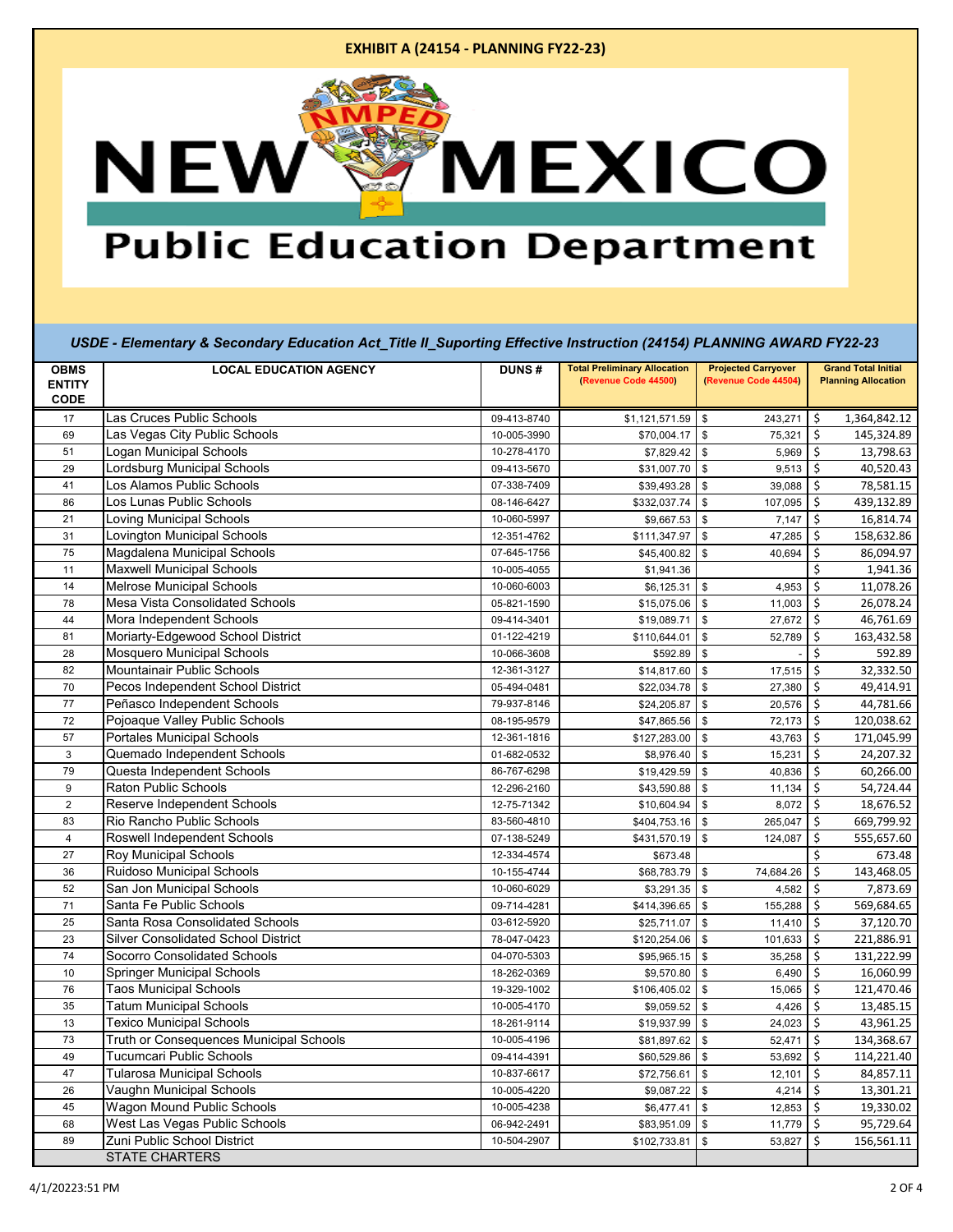**EXHIBIT A (24154 - PLANNING FY22-23)**

# New Mexico Public Education Department

*USDE - Elementary & Secondary Education Act_Title II_Suporting Effective Instruction (24154) PLANNING AWARD FY22-23*

| OBMS ENTITY CODE | LOCAL EDUCATION AGENCY | DUNS # | Total Preliminary Allocation (Revenue Code 44500) | Projected Carryover (Revenue Code 44504) | Grand Total Initial Planning Allocation |
|---|---|---|---|---|---|
| 17 | Las Cruces Public Schools | 09-413-8740 | $1,121,571.59 | $ 243,271 | $ 1,364,842.12 |
| 69 | Las Vegas City Public Schools | 10-005-3990 | $70,004.17 | $ 75,321 | $ 145,324.89 |
| 51 | Logan Municipal Schools | 10-278-4170 | $7,829.42 | $ 5,969 | $ 13,798.63 |
| 29 | Lordsburg Municipal Schools | 09-413-5670 | $31,007.70 | $ 9,513 | $ 40,520.43 |
| 41 | Los Alamos Public Schools | 07-338-7409 | $39,493.28 | $ 39,088 | $ 78,581.15 |
| 86 | Los Lunas Public Schools | 08-146-6427 | $332,037.74 | $ 107,095 | $ 439,132.89 |
| 21 | Loving Municipal Schools | 10-060-5997 | $9,667.53 | $ 7,147 | $ 16,814.74 |
| 31 | Lovington Municipal Schools | 12-351-4762 | $111,347.97 | $ 47,285 | $ 158,632.86 |
| 75 | Magdalena Municipal Schools | 07-645-1756 | $45,400.82 | $ 40,694 | $ 86,094.97 |
| 11 | Maxwell Municipal Schools | 10-005-4055 | $1,941.36 | | $ 1,941.36 |
| 14 | Melrose Municipal Schools | 10-060-6003 | $6,125.31 | $ 4,953 | $ 11,078.26 |
| 78 | Mesa Vista Consolidated Schools | 05-821-1590 | $15,075.06 | $ 11,003 | $ 26,078.24 |
| 44 | Mora Independent Schools | 09-414-3401 | $19,089.71 | $ 27,672 | $ 46,761.69 |
| 81 | Moriarty-Edgewood School District | 01-122-4219 | $110,644.01 | $ 52,789 | $ 163,432.58 |
| 28 | Mosquero Municipal Schools | 10-066-3608 | $592.89 | $ - | $ 592.89 |
| 82 | Mountainair Public Schools | 12-361-3127 | $14,817.60 | $ 17,515 | $ 32,332.50 |
| 70 | Pecos Independent School District | 05-494-0481 | $22,034.78 | $ 27,380 | $ 49,414.91 |
| 77 | Peñasco Independent Schools | 79-937-8146 | $24,205.87 | $ 20,576 | $ 44,781.66 |
| 72 | Pojoaque Valley Public Schools | 08-195-9579 | $47,865.56 | $ 72,173 | $ 120,038.62 |
| 57 | Portales Municipal Schools | 12-361-1816 | $127,283.00 | $ 43,763 | $ 171,045.99 |
| 3 | Quemado Independent Schools | 01-682-0532 | $8,976.40 | $ 15,231 | $ 24,207.32 |
| 79 | Questa Independent Schools | 86-767-6298 | $19,429.59 | $ 40,836 | $ 60,266.00 |
| 9 | Raton Public Schools | 12-296-2160 | $43,590.88 | $ 11,134 | $ 54,724.44 |
| 2 | Reserve Independent Schools | 12-75-71342 | $10,604.94 | $ 8,072 | $ 18,676.52 |
| 83 | Rio Rancho Public Schools | 83-560-4810 | $404,753.16 | $ 265,047 | $ 669,799.92 |
| 4 | Roswell Independent Schools | 07-138-5249 | $431,570.19 | $ 124,087 | $ 555,657.60 |
| 27 | Roy Municipal Schools | 12-334-4574 | $673.48 | | $ 673.48 |
| 36 | Ruidoso Municipal Schools | 10-155-4744 | $68,783.79 | $ 74,684.26 | $ 143,468.05 |
| 52 | San Jon Municipal Schools | 10-060-6029 | $3,291.35 | $ 4,582 | $ 7,873.69 |
| 71 | Santa Fe Public Schools | 09-714-4281 | $414,396.65 | $ 155,288 | $ 569,684.65 |
| 25 | Santa Rosa Consolidated Schools | 03-612-5920 | $25,711.07 | $ 11,410 | $ 37,120.70 |
| 23 | Silver Consolidated School District | 78-047-0423 | $120,254.06 | $ 101,633 | $ 221,886.91 |
| 74 | Socorro Consolidated Schools | 04-070-5303 | $95,965.15 | $ 35,258 | $ 131,222.99 |
| 10 | Springer Municipal Schools | 18-262-0369 | $9,570.80 | $ 6,490 | $ 16,060.99 |
| 76 | Taos Municipal Schools | 19-329-1002 | $106,405.02 | $ 15,065 | $ 121,470.46 |
| 35 | Tatum Municipal Schools | 10-005-4170 | $9,059.52 | $ 4,426 | $ 13,485.15 |
| 13 | Texico Municipal Schools | 18-261-9114 | $19,937.99 | $ 24,023 | $ 43,961.25 |
| 73 | Truth or Consequences Municipal Schools | 10-005-4196 | $81,897.62 | $ 52,471 | $ 134,368.67 |
| 49 | Tucumcari Public Schools | 09-414-4391 | $60,529.86 | $ 53,692 | $ 114,221.40 |
| 47 | Tularosa Municipal Schools | 10-837-6617 | $72,756.61 | $ 12,101 | $ 84,857.11 |
| 26 | Vaughn Municipal Schools | 10-005-4220 | $9,087.22 | $ 4,214 | $ 13,301.21 |
| 45 | Wagon Mound Public Schools | 10-005-4238 | $6,477.41 | $ 12,853 | $ 19,330.02 |
| 68 | West Las Vegas Public Schools | 06-942-2491 | $83,951.09 | $ 11,779 | $ 95,729.64 |
| 89 | Zuni Public School District | 10-504-2907 | $102,733.81 | $ 53,827 | $ 156,561.11 |
| | STATE CHARTERS | | | | |

4/1/20223:51 PM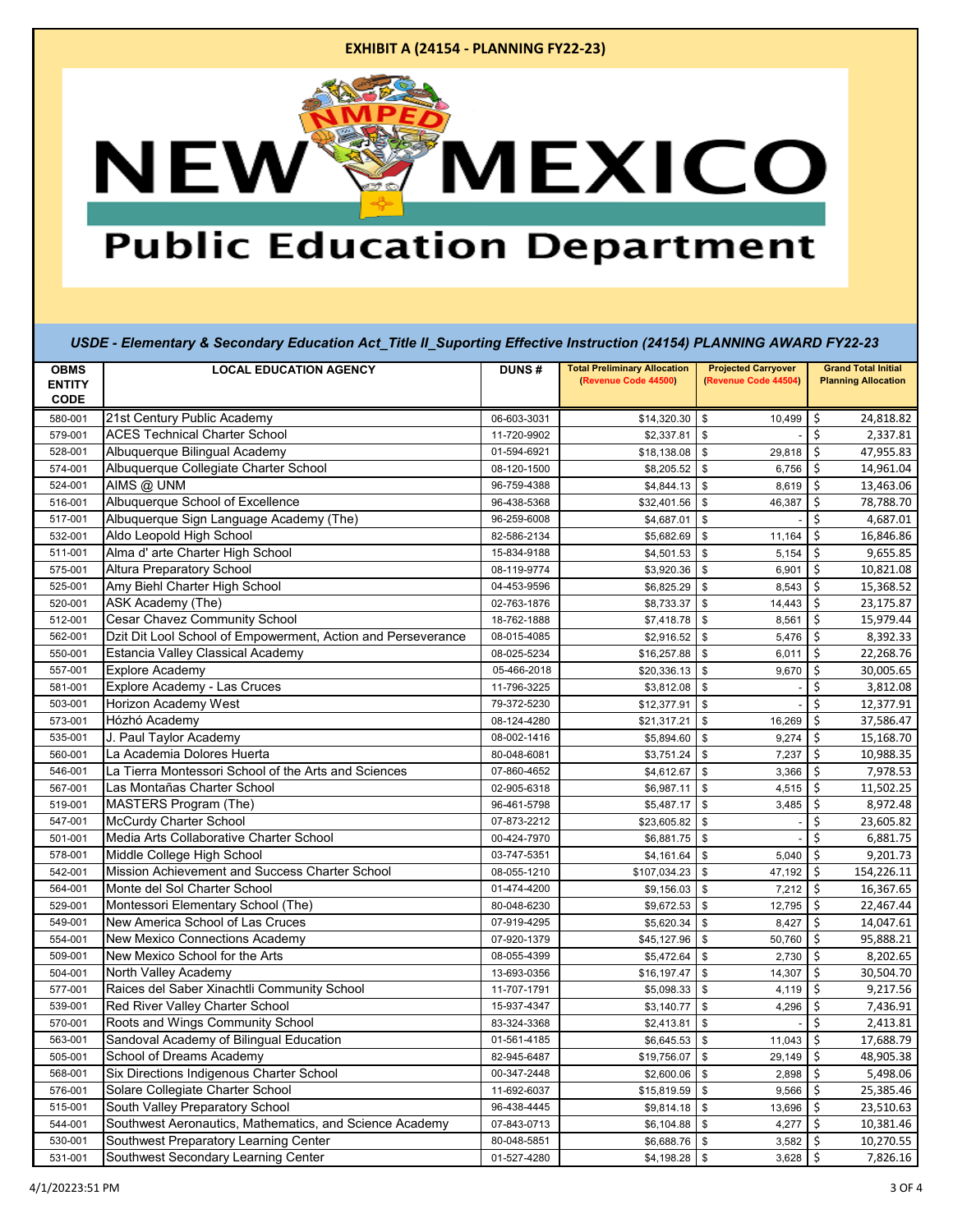**EXHIBIT A (24154 - PLANNING FY22-23)**

# NEW MEXICO Public Education Department

*USDE - Elementary & Secondary Education Act_Title II_Suporting Effective Instruction (24154) PLANNING AWARD FY22-23*

| OBMS ENTITY CODE | LOCAL EDUCATION AGENCY | DUNS # | Total Preliminary Allocation (Revenue Code 44500) | Projected Carryover (Revenue Code 44504) | Grand Total Initial Planning Allocation |
|---|---|---|---|---|---|
| 580-001 | 21st Century Public Academy | 06-603-3031 | $14,320.30 | $ 10,499 | $ 24,818.82 |
| 579-001 | ACES Technical Charter School | 11-720-9902 | $2,337.81 | $ - | $ 2,337.81 |
| 528-001 | Albuquerque Bilingual Academy | 01-594-6921 | $18,138.08 | $ 29,818 | $ 47,955.83 |
| 574-001 | Albuquerque Collegiate Charter School | 08-120-1500 | $8,205.52 | $ 6,756 | $ 14,961.04 |
| 524-001 | AIMS @ UNM | 96-759-4388 | $4,844.13 | $ 8,619 | $ 13,463.06 |
| 516-001 | Albuquerque School of Excellence | 96-438-5368 | $32,401.56 | $ 46,387 | $ 78,788.70 |
| 517-001 | Albuquerque Sign Language Academy (The) | 96-259-6008 | $4,687.01 | $ - | $ 4,687.01 |
| 532-001 | Aldo Leopold High School | 82-586-2134 | $5,682.69 | $ 11,164 | $ 16,846.86 |
| 511-001 | Alma d' arte Charter High School | 15-834-9188 | $4,501.53 | $ 5,154 | $ 9,655.85 |
| 575-001 | Altura Preparatory School | 08-119-9774 | $3,920.36 | $ 6,901 | $ 10,821.08 |
| 525-001 | Amy Biehl Charter High School | 04-453-9596 | $6,825.29 | $ 8,543 | $ 15,368.52 |
| 520-001 | ASK Academy (The) | 02-763-1876 | $8,733.37 | $ 14,443 | $ 23,175.87 |
| 512-001 | Cesar Chavez Community School | 18-762-1888 | $7,418.78 | $ 8,561 | $ 15,979.44 |
| 562-001 | Dzit Dit Lool School of Empowerment, Action and Perseverance | 08-015-4085 | $2,916.52 | $ 5,476 | $ 8,392.33 |
| 550-001 | Estancia Valley Classical Academy | 08-025-5234 | $16,257.88 | $ 6,011 | $ 22,268.76 |
| 557-001 | Explore Academy | 05-466-2018 | $20,336.13 | $ 9,670 | $ 30,005.65 |
| 581-001 | Explore Academy - Las Cruces | 11-796-3225 | $3,812.08 | $ - | $ 3,812.08 |
| 503-001 | Horizon Academy West | 79-372-5230 | $12,377.91 | $ - | $ 12,377.91 |
| 573-001 | Hózhó Academy | 08-124-4280 | $21,317.21 | $ 16,269 | $ 37,586.47 |
| 535-001 | J. Paul Taylor Academy | 08-002-1416 | $5,894.60 | $ 9,274 | $ 15,168.70 |
| 560-001 | La Academia Dolores Huerta | 80-048-6081 | $3,751.24 | $ 7,237 | $ 10,988.35 |
| 546-001 | La Tierra Montessori School of the Arts and Sciences | 07-860-4652 | $4,612.67 | $ 3,366 | $ 7,978.53 |
| 567-001 | Las Montañas Charter School | 02-905-6318 | $6,987.11 | $ 4,515 | $ 11,502.25 |
| 519-001 | MASTERS Program (The) | 96-461-5798 | $5,487.17 | $ 3,485 | $ 8,972.48 |
| 547-001 | McCurdy Charter School | 07-873-2212 | $23,605.82 | $ - | $ 23,605.82 |
| 501-001 | Media Arts Collaborative Charter School | 00-424-7970 | $6,881.75 | $ - | $ 6,881.75 |
| 578-001 | Middle College High School | 03-747-5351 | $4,161.64 | $ 5,040 | $ 9,201.73 |
| 542-001 | Mission Achievement and Success Charter School | 08-055-1210 | $107,034.23 | $ 47,192 | $ 154,226.11 |
| 564-001 | Monte del Sol Charter School | 01-474-4200 | $9,156.03 | $ 7,212 | $ 16,367.65 |
| 529-001 | Montessori Elementary School (The) | 80-048-6230 | $9,672.53 | $ 12,795 | $ 22,467.44 |
| 549-001 | New America School of Las Cruces | 07-919-4295 | $5,620.34 | $ 8,427 | $ 14,047.61 |
| 554-001 | New Mexico Connections Academy | 07-920-1379 | $45,127.96 | $ 50,760 | $ 95,888.21 |
| 509-001 | New Mexico School for the Arts | 08-055-4399 | $5,472.64 | $ 2,730 | $ 8,202.65 |
| 504-001 | North Valley Academy | 13-693-0356 | $16,197.47 | $ 14,307 | $ 30,504.70 |
| 577-001 | Raices del Saber Xinachtli Community School | 11-707-1791 | $5,098.33 | $ 4,119 | $ 9,217.56 |
| 539-001 | Red River Valley Charter School | 15-937-4347 | $3,140.77 | $ 4,296 | $ 7,436.91 |
| 570-001 | Roots and Wings Community School | 83-324-3368 | $2,413.81 | $ - | $ 2,413.81 |
| 563-001 | Sandoval Academy of Bilingual Education | 01-561-4185 | $6,645.53 | $ 11,043 | $ 17,688.79 |
| 505-001 | School of Dreams Academy | 82-945-6487 | $19,756.07 | $ 29,149 | $ 48,905.38 |
| 568-001 | Six Directions Indigenous Charter School | 00-347-2448 | $2,600.06 | $ 2,898 | $ 5,498.06 |
| 576-001 | Solare Collegiate Charter School | 11-692-6037 | $15,819.59 | $ 9,566 | $ 25,385.46 |
| 515-001 | South Valley Preparatory School | 96-438-4445 | $9,814.18 | $ 13,696 | $ 23,510.63 |
| 544-001 | Southwest Aeronautics, Mathematics, and Science Academy | 07-843-0713 | $6,104.88 | $ 4,277 | $ 10,381.46 |
| 530-001 | Southwest Preparatory Learning Center | 80-048-5851 | $6,688.76 | $ 3,582 | $ 10,270.55 |
| 531-001 | Southwest Secondary Learning Center | 01-527-4280 | $4,198.28 | $ 3,628 | $ 7,826.16 |

4/1/20223:51 PM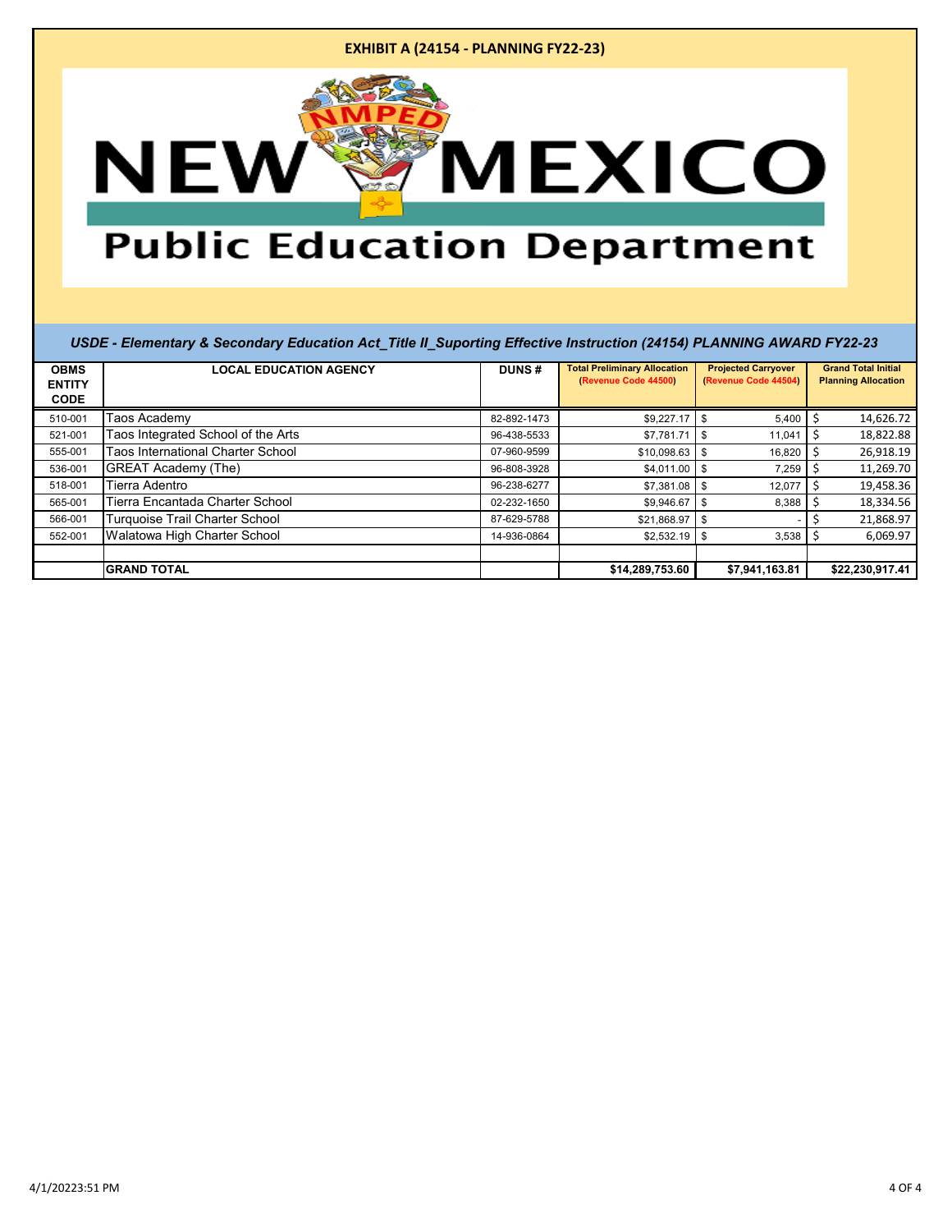**EXHIBIT A (24154 - PLANNING FY22-23)**

# NEW MEXICO Public Education Department

***USDE - Elementary & Secondary Education Act_Title II_Suporting Effective Instruction (24154) PLANNING AWARD FY22-23***

| OBMS ENTITY CODE | LOCAL EDUCATION AGENCY | DUNS # | Total Preliminary Allocation (Revenue Code 44500) | Projected Carryover (Revenue Code 44504) | Grand Total Initial Planning Allocation |
|---|---|---|---|---|---|
| 510-001 | Taos Academy | 82-892-1473 | $9,227.17 | $ 5,400 | $ 14,626.72 |
| 521-001 | Taos Integrated School of the Arts | 96-438-5533 | $7,781.71 | $ 11,041 | $ 18,822.88 |
| 555-001 | Taos International Charter School | 07-960-9599 | $10,098.63 | $ 16,820 | $ 26,918.19 |
| 536-001 | GREAT Academy (The) | 96-808-3928 | $4,011.00 | $ 7,259 | $ 11,269.70 |
| 518-001 | Tierra Adentro | 96-238-6277 | $7,381.08 | $ 12,077 | $ 19,458.36 |
| 565-001 | Tierra Encantada Charter School | 02-232-1650 | $9,946.67 | $ 8,388 | $ 18,334.56 |
| 566-001 | Turquoise Trail Charter School | 87-629-5788 | $21,868.97 | $ - | $ 21,868.97 |
| 552-001 | Walatowa High Charter School | 14-936-0864 | $2,532.19 | $ 3,538 | $ 6,069.97 |
| | | | | | |
| | **GRAND TOTAL** | | **$14,289,753.60** | **$7,941,163.81** | **$22,230,917.41** |

4/1/20223:51 PM